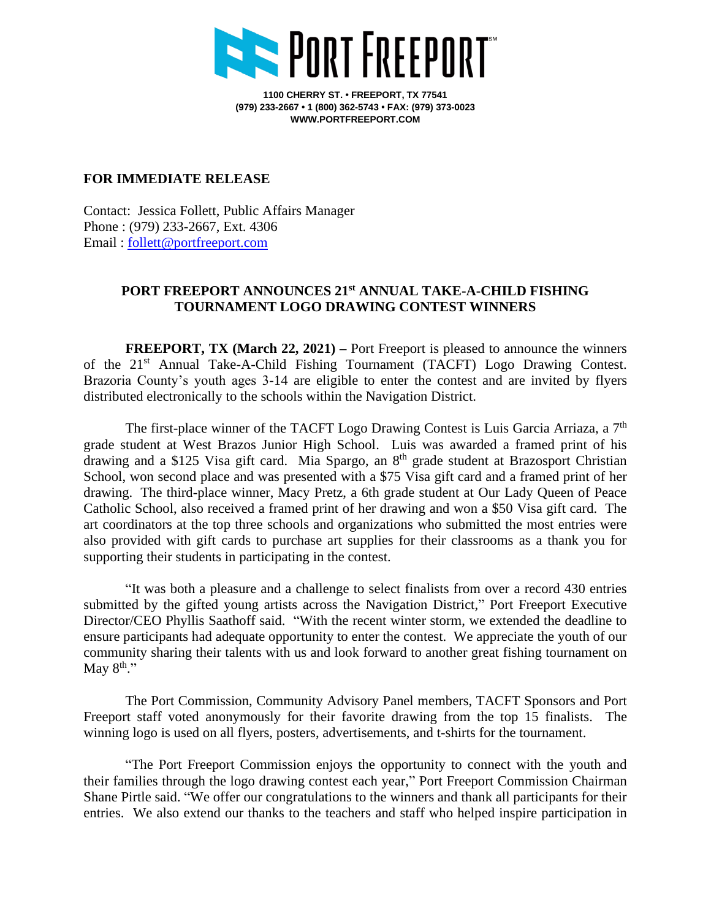# PORT FREEPORT

**1100 CHERRY ST. • FREEPORT, TX 77541**
**(979) 233-2667 • 1 (800) 362-5743 • FAX: (979) 373-0023**
**WWW.PORTFREEPORT.COM**

**FOR IMMEDIATE RELEASE**

Contact: Jessica Follett, Public Affairs Manager
Phone : (979) 233-2667, Ext. 4306
Email : follett@portfreeport.com

## PORT FREEPORT ANNOUNCES 21st ANNUAL TAKE-A-CHILD FISHING TOURNAMENT LOGO DRAWING CONTEST WINNERS

**FREEPORT, TX (March 22, 2021) –** Port Freeport is pleased to announce the winners of the 21st Annual Take-A-Child Fishing Tournament (TACFT) Logo Drawing Contest. Brazoria County's youth ages 3-14 are eligible to enter the contest and are invited by flyers distributed electronically to the schools within the Navigation District.

The first-place winner of the TACFT Logo Drawing Contest is Luis Garcia Arriaza, a 7th grade student at West Brazos Junior High School. Luis was awarded a framed print of his drawing and a $125 Visa gift card. Mia Spargo, an 8th grade student at Brazosport Christian School, won second place and was presented with a $75 Visa gift card and a framed print of her drawing. The third-place winner, Macy Pretz, a 6th grade student at Our Lady Queen of Peace Catholic School, also received a framed print of her drawing and won a $50 Visa gift card. The art coordinators at the top three schools and organizations who submitted the most entries were also provided with gift cards to purchase art supplies for their classrooms as a thank you for supporting their students in participating in the contest.

"It was both a pleasure and a challenge to select finalists from over a record 430 entries submitted by the gifted young artists across the Navigation District," Port Freeport Executive Director/CEO Phyllis Saathoff said. "With the recent winter storm, we extended the deadline to ensure participants had adequate opportunity to enter the contest. We appreciate the youth of our community sharing their talents with us and look forward to another great fishing tournament on May 8th."

The Port Commission, Community Advisory Panel members, TACFT Sponsors and Port Freeport staff voted anonymously for their favorite drawing from the top 15 finalists. The winning logo is used on all flyers, posters, advertisements, and t-shirts for the tournament.

"The Port Freeport Commission enjoys the opportunity to connect with the youth and their families through the logo drawing contest each year," Port Freeport Commission Chairman Shane Pirtle said. "We offer our congratulations to the winners and thank all participants for their entries. We also extend our thanks to the teachers and staff who helped inspire participation in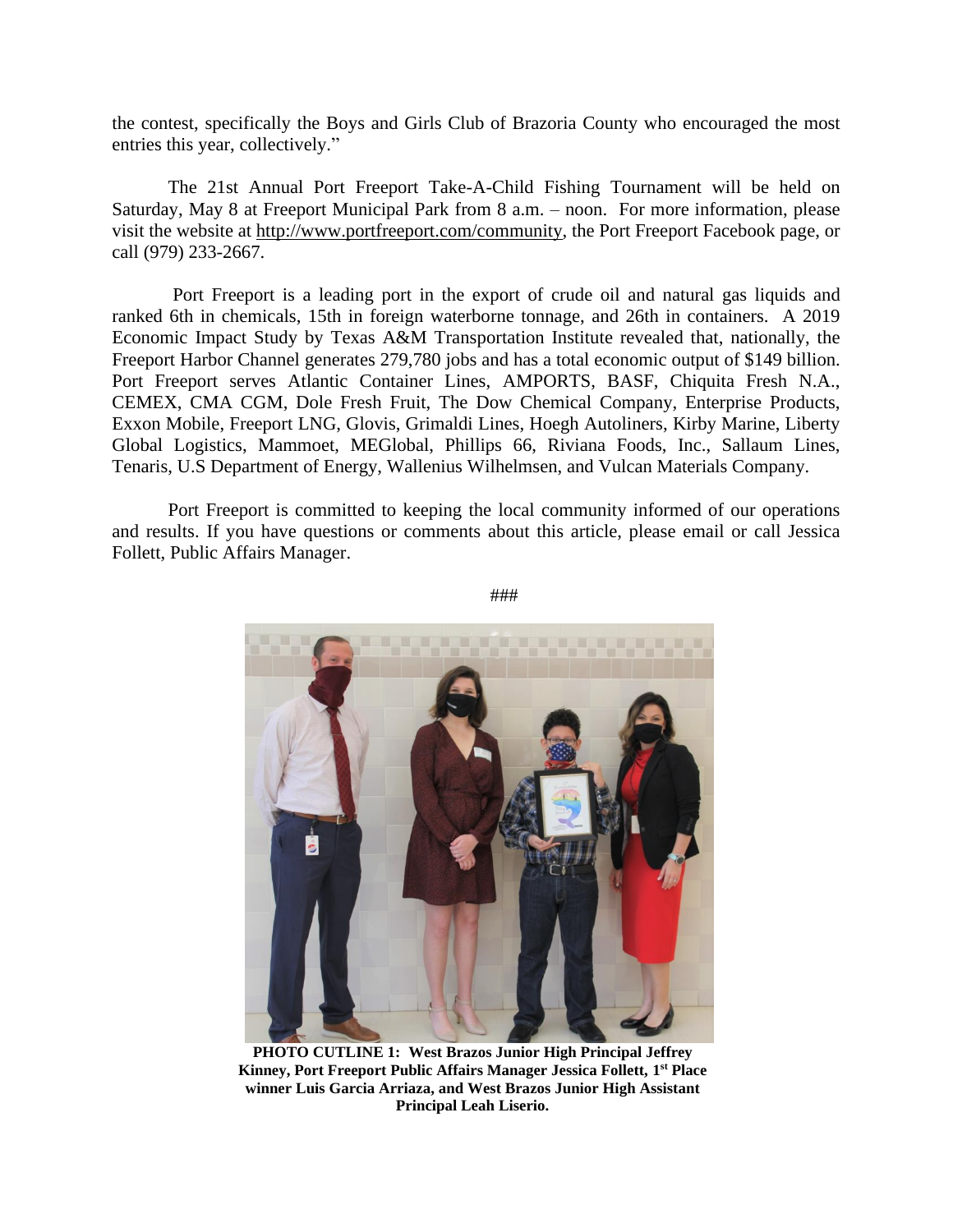the contest, specifically the Boys and Girls Club of Brazoria County who encouraged the most entries this year, collectively."

The 21st Annual Port Freeport Take-A-Child Fishing Tournament will be held on Saturday, May 8 at Freeport Municipal Park from 8 a.m. – noon. For more information, please visit the website at http://www.portfreeport.com/community, the Port Freeport Facebook page, or call (979) 233-2667.

Port Freeport is a leading port in the export of crude oil and natural gas liquids and ranked 6th in chemicals, 15th in foreign waterborne tonnage, and 26th in containers. A 2019 Economic Impact Study by Texas A&M Transportation Institute revealed that, nationally, the Freeport Harbor Channel generates 279,780 jobs and has a total economic output of $149 billion. Port Freeport serves Atlantic Container Lines, AMPORTS, BASF, Chiquita Fresh N.A., CEMEX, CMA CGM, Dole Fresh Fruit, The Dow Chemical Company, Enterprise Products, Exxon Mobile, Freeport LNG, Glovis, Grimaldi Lines, Hoegh Autoliners, Kirby Marine, Liberty Global Logistics, Mammoet, MEGlobal, Phillips 66, Riviana Foods, Inc., Sallaum Lines, Tenaris, U.S Department of Energy, Wallenius Wilhelmsen, and Vulcan Materials Company.

Port Freeport is committed to keeping the local community informed of our operations and results. If you have questions or comments about this article, please email or call Jessica Follett, Public Affairs Manager.

###

**PHOTO CUTLINE 1: West Brazos Junior High Principal Jeffrey Kinney, Port Freeport Public Affairs Manager Jessica Follett, 1st Place winner Luis Garcia Arriaza, and West Brazos Junior High Assistant Principal Leah Liserio.**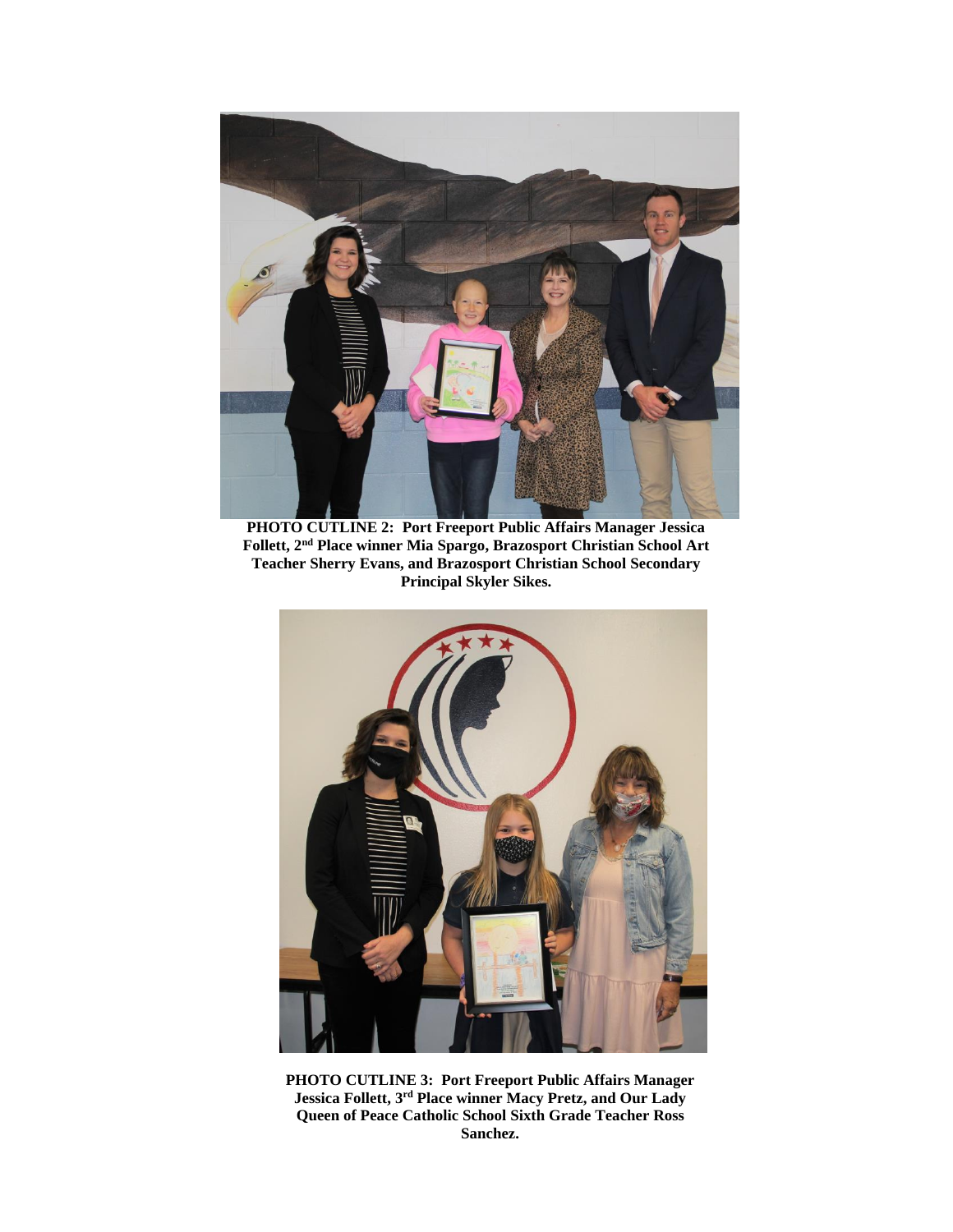**PHOTO CUTLINE 2: Port Freeport Public Affairs Manager Jessica Follett, 2nd Place winner Mia Spargo, Brazosport Christian School Art Teacher Sherry Evans, and Brazosport Christian School Secondary Principal Skyler Sikes.**

**PHOTO CUTLINE 3: Port Freeport Public Affairs Manager Jessica Follett, 3rd Place winner Macy Pretz, and Our Lady Queen of Peace Catholic School Sixth Grade Teacher Ross Sanchez.**